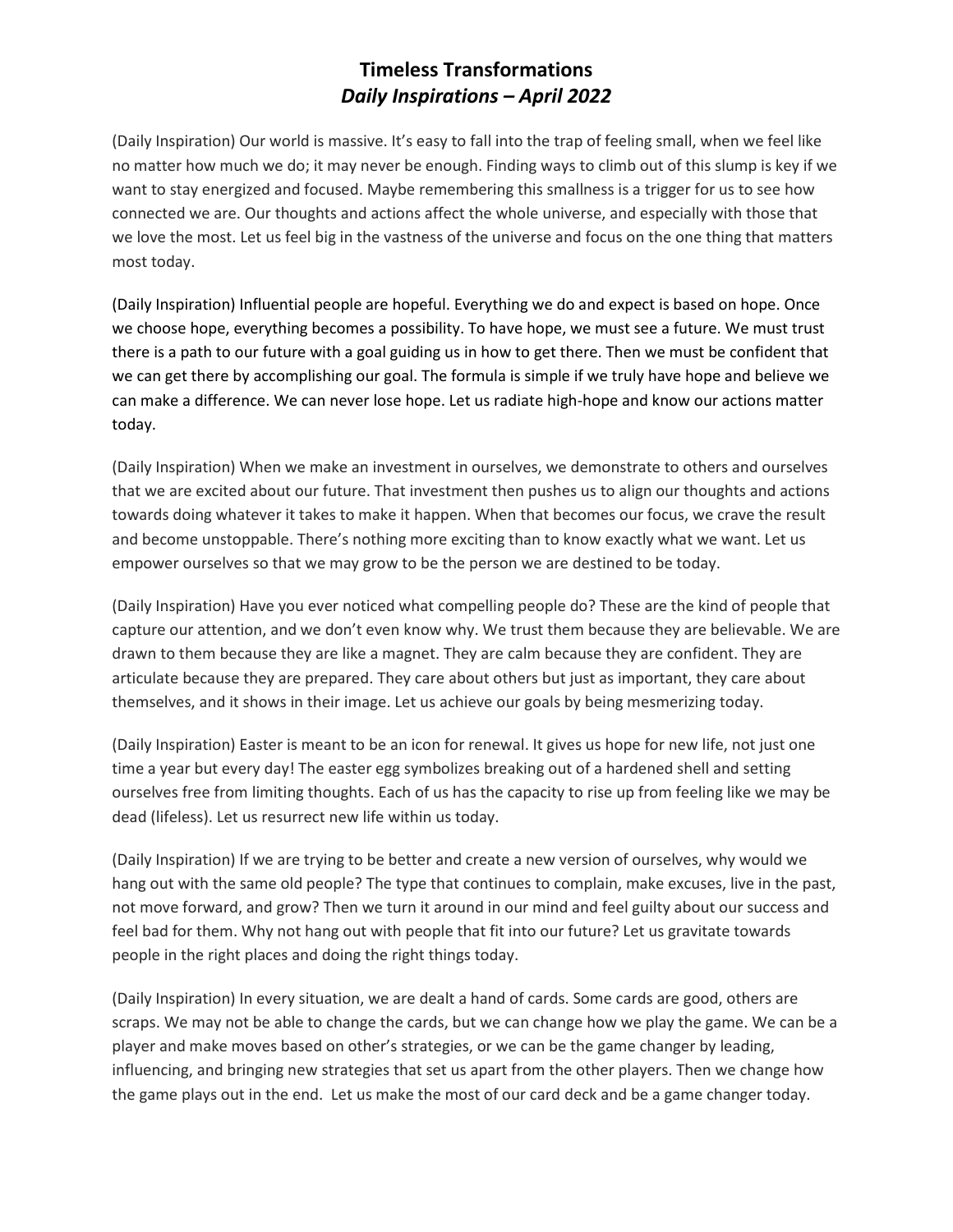# Timeless Transformations
## *Daily Inspirations – April 2022*

(Daily Inspiration) Our world is massive. It's easy to fall into the trap of feeling small, when we feel like no matter how much we do; it may never be enough. Finding ways to climb out of this slump is key if we want to stay energized and focused. Maybe remembering this smallness is a trigger for us to see how connected we are. Our thoughts and actions affect the whole universe, and especially with those that we love the most. Let us feel big in the vastness of the universe and focus on the one thing that matters most today.

(Daily Inspiration) Influential people are hopeful. Everything we do and expect is based on hope. Once we choose hope, everything becomes a possibility. To have hope, we must see a future. We must trust there is a path to our future with a goal guiding us in how to get there. Then we must be confident that we can get there by accomplishing our goal. The formula is simple if we truly have hope and believe we can make a difference. We can never lose hope. Let us radiate high-hope and know our actions matter today.

(Daily Inspiration) When we make an investment in ourselves, we demonstrate to others and ourselves that we are excited about our future. That investment then pushes us to align our thoughts and actions towards doing whatever it takes to make it happen. When that becomes our focus, we crave the result and become unstoppable. There's nothing more exciting than to know exactly what we want. Let us empower ourselves so that we may grow to be the person we are destined to be today.

(Daily Inspiration) Have you ever noticed what compelling people do? These are the kind of people that capture our attention, and we don't even know why. We trust them because they are believable. We are drawn to them because they are like a magnet. They are calm because they are confident. They are articulate because they are prepared. They care about others but just as important, they care about themselves, and it shows in their image. Let us achieve our goals by being mesmerizing today.

(Daily Inspiration) Easter is meant to be an icon for renewal. It gives us hope for new life, not just one time a year but every day! The easter egg symbolizes breaking out of a hardened shell and setting ourselves free from limiting thoughts. Each of us has the capacity to rise up from feeling like we may be dead (lifeless). Let us resurrect new life within us today.

(Daily Inspiration) If we are trying to be better and create a new version of ourselves, why would we hang out with the same old people? The type that continues to complain, make excuses, live in the past, not move forward, and grow? Then we turn it around in our mind and feel guilty about our success and feel bad for them. Why not hang out with people that fit into our future? Let us gravitate towards people in the right places and doing the right things today.

(Daily Inspiration) In every situation, we are dealt a hand of cards. Some cards are good, others are scraps. We may not be able to change the cards, but we can change how we play the game. We can be a player and make moves based on other's strategies, or we can be the game changer by leading, influencing, and bringing new strategies that set us apart from the other players. Then we change how the game plays out in the end. Let us make the most of our card deck and be a game changer today.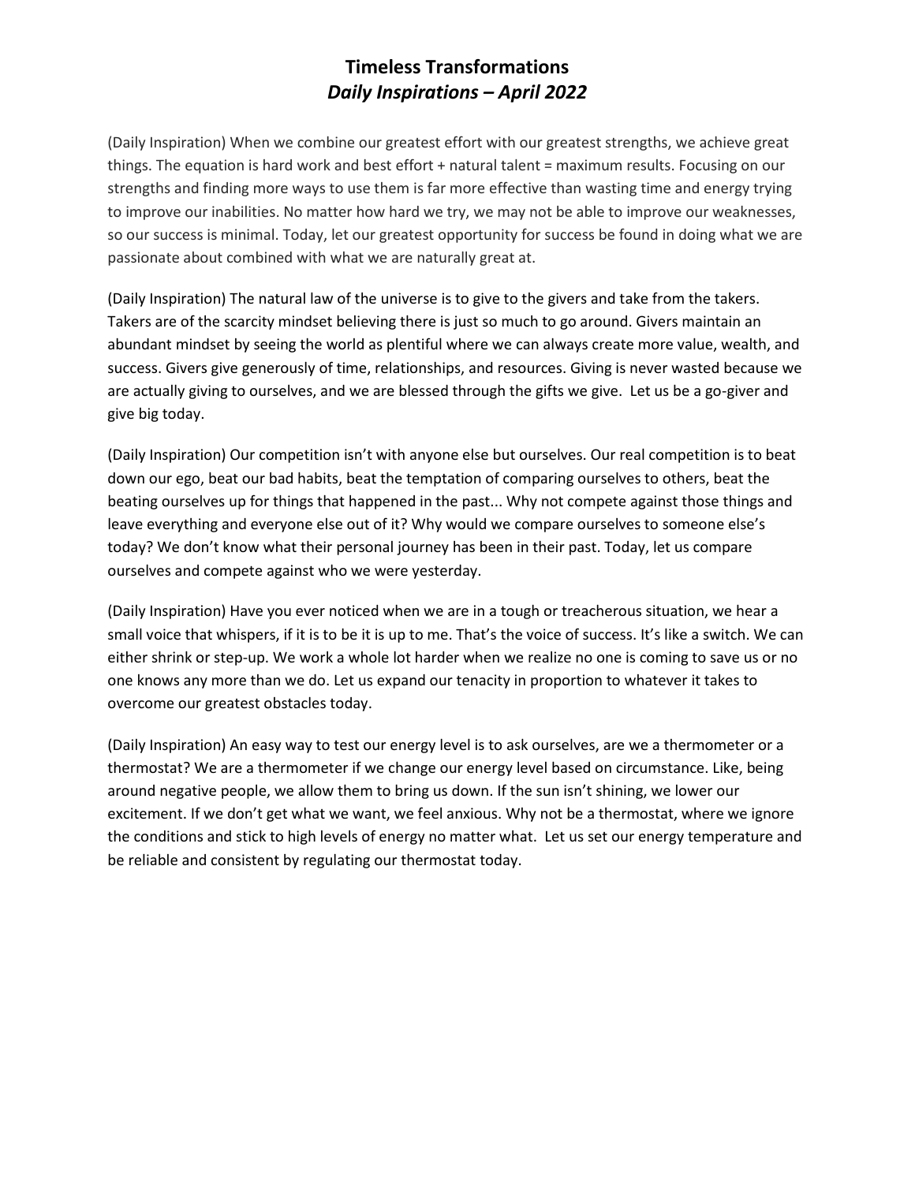# **Timeless Transformations**
## ***Daily Inspirations – April 2022***

(Daily Inspiration) When we combine our greatest effort with our greatest strengths, we achieve great things. The equation is hard work and best effort + natural talent = maximum results. Focusing on our strengths and finding more ways to use them is far more effective than wasting time and energy trying to improve our inabilities. No matter how hard we try, we may not be able to improve our weaknesses, so our success is minimal. Today, let our greatest opportunity for success be found in doing what we are passionate about combined with what we are naturally great at.

(Daily Inspiration) The natural law of the universe is to give to the givers and take from the takers. Takers are of the scarcity mindset believing there is just so much to go around. Givers maintain an abundant mindset by seeing the world as plentiful where we can always create more value, wealth, and success. Givers give generously of time, relationships, and resources. Giving is never wasted because we are actually giving to ourselves, and we are blessed through the gifts we give. Let us be a go-giver and give big today.

(Daily Inspiration) Our competition isn't with anyone else but ourselves. Our real competition is to beat down our ego, beat our bad habits, beat the temptation of comparing ourselves to others, beat the beating ourselves up for things that happened in the past... Why not compete against those things and leave everything and everyone else out of it? Why would we compare ourselves to someone else's today? We don't know what their personal journey has been in their past. Today, let us compare ourselves and compete against who we were yesterday.

(Daily Inspiration) Have you ever noticed when we are in a tough or treacherous situation, we hear a small voice that whispers, if it is to be it is up to me. That's the voice of success. It's like a switch. We can either shrink or step-up. We work a whole lot harder when we realize no one is coming to save us or no one knows any more than we do. Let us expand our tenacity in proportion to whatever it takes to overcome our greatest obstacles today.

(Daily Inspiration) An easy way to test our energy level is to ask ourselves, are we a thermometer or a thermostat? We are a thermometer if we change our energy level based on circumstance. Like, being around negative people, we allow them to bring us down. If the sun isn't shining, we lower our excitement. If we don't get what we want, we feel anxious. Why not be a thermostat, where we ignore the conditions and stick to high levels of energy no matter what. Let us set our energy temperature and be reliable and consistent by regulating our thermostat today.